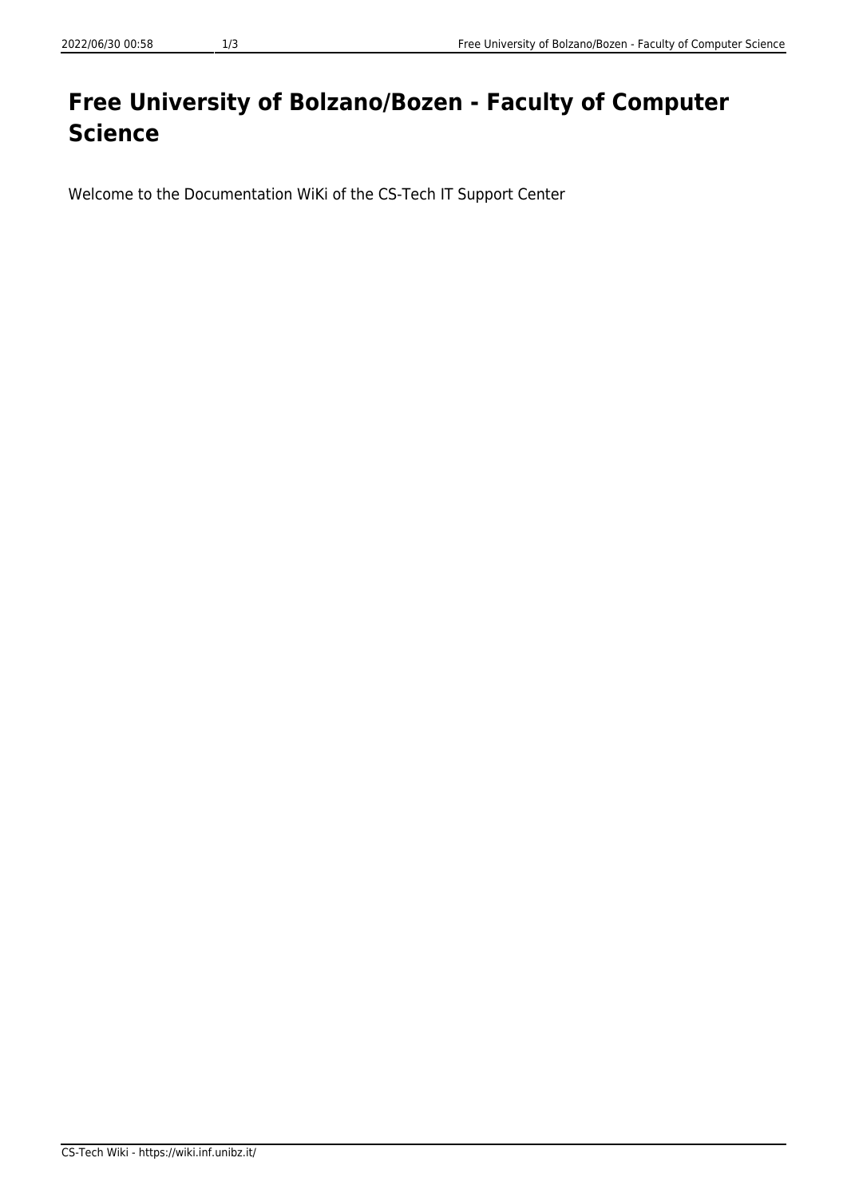# Free University of Bolzano/Bozen - Faculty of Computer Science

Welcome to the Documentation WiKi of the CS-Tech IT Support Center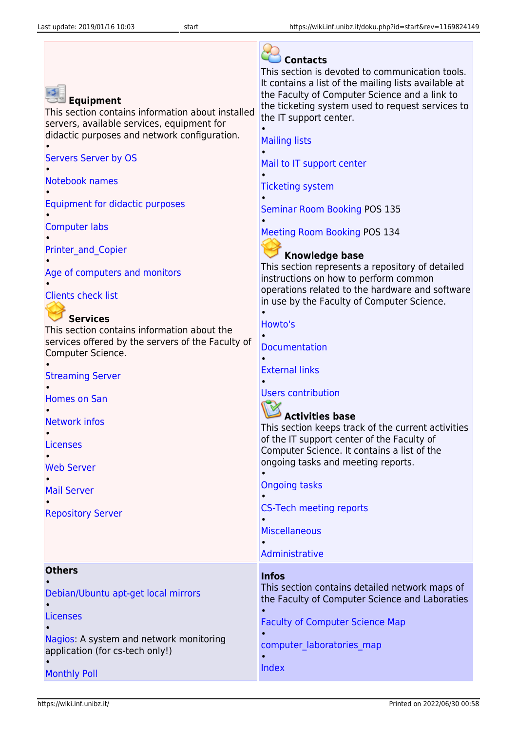### Equipment

This section contains information about installed servers, available services, equipment for didactic purposes and network configuration.

- Servers Server by OS
- Notebook names
- Equipment for didactic purposes
- Computer labs
- Printer_and_Copier
- Age of computers and monitors
- Clients check list

### Services

This section contains information about the services offered by the servers of the Faculty of Computer Science.

- Streaming Server
- Homes on San
- Network infos
- Licenses
- Web Server
- Mail Server
- Repository Server

### Contacts

This section is devoted to communication tools. It contains a list of the mailing lists available at the Faculty of Computer Science and a link to the ticketing system used to request services to the IT support center.

- Mailing lists
- Mail to IT support center
- Ticketing system
- Seminar Room Booking POS 135
- Meeting Room Booking POS 134

### Knowledge base

This section represents a repository of detailed instructions on how to perform common operations related to the hardware and software in use by the Faculty of Computer Science.

- Howto's
- Documentation
- External links
- Users contribution

### Activities base

This section keeps track of the current activities of the IT support center of the Faculty of Computer Science. It contains a list of the ongoing tasks and meeting reports.

- Ongoing tasks
- CS-Tech meeting reports
- Miscellaneous
- Administrative

### Others

- Debian/Ubuntu apt-get local mirrors
- Licenses
- Nagios: A system and network monitoring application (for cs-tech only!)
- Monthly Poll

### Infos

This section contains detailed network maps of the Faculty of Computer Science and Laboraties

- Faculty of Computer Science Map
- computer_laboratories_map
- Index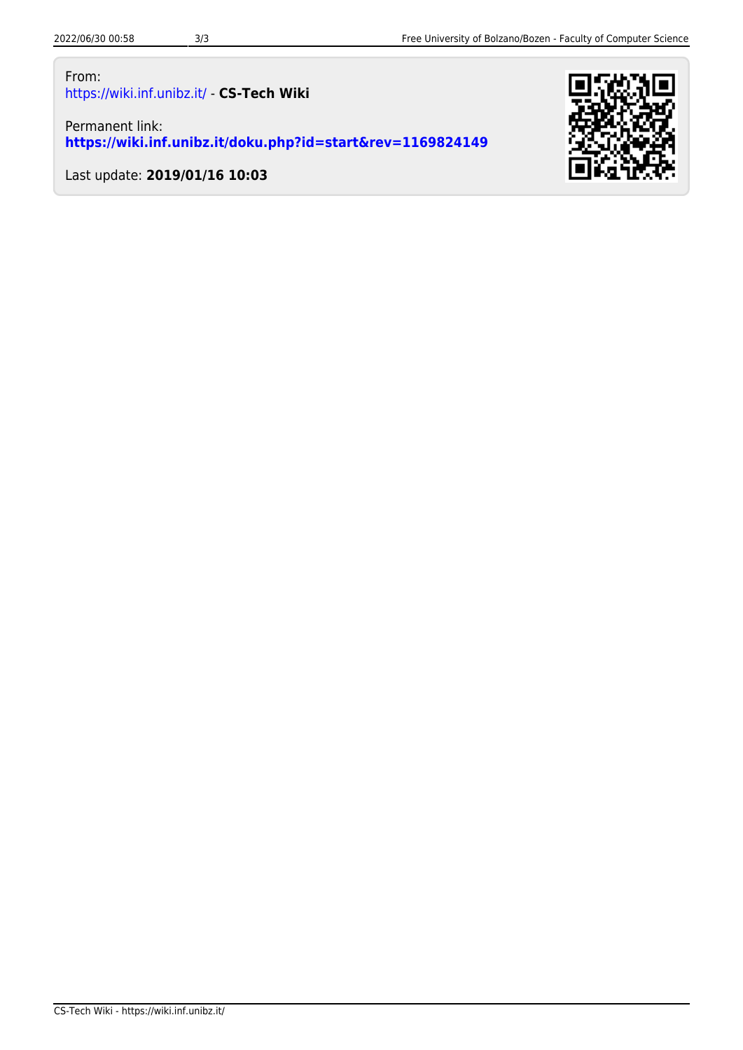From:
https://wiki.inf.unibz.it/ - **CS-Tech Wiki**

Permanent link:
**https://wiki.inf.unibz.it/doku.php?id=start&rev=1169824149**

Last update: **2019/01/16 10:03**